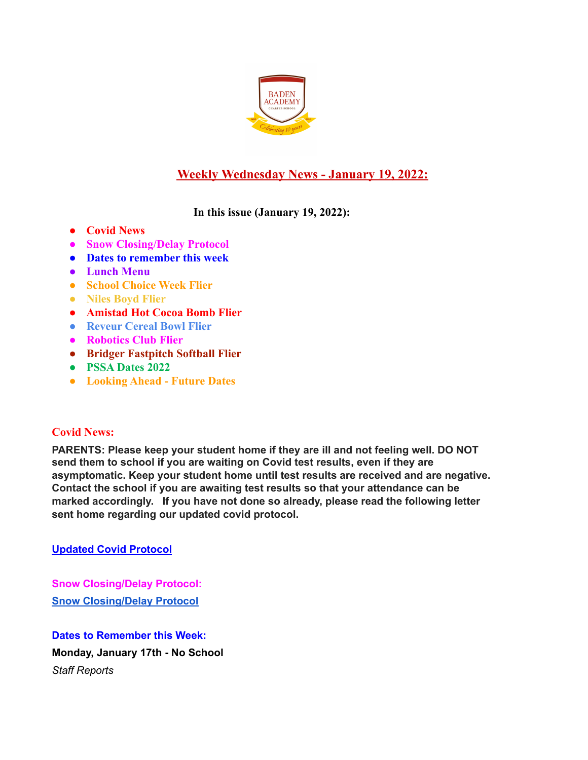# Weekly Wednesday News - January 19, 2022:

**In this issue (January 19, 2022):**

- **Covid News**
- **Snow Closing/Delay Protocol**
- **Dates to remember this week**
- **Lunch Menu**
- **School Choice Week Flier**
- **Niles Boyd Flier**
- **Amistad Hot Cocoa Bomb Flier**
- **Reveur Cereal Bowl Flier**
- **Robotics Club Flier**
- **Bridger Fastpitch Softball Flier**
- **PSSA Dates 2022**
- **Looking Ahead - Future Dates**

## Covid News:

**PARENTS: Please keep your student home if they are ill and not feeling well. DO NOT send them to school if you are waiting on Covid test results, even if they are asymptomatic. Keep your student home until test results are received and are negative. Contact the school if you are awaiting test results so that your attendance can be marked accordingly. If you have not done so already, please read the following letter sent home regarding our updated covid protocol.**

**Updated Covid Protocol**

## Snow Closing/Delay Protocol:

**Snow Closing/Delay Protocol**

## Dates to Remember this Week:

**Monday, January 17th - No School**

*Staff Reports*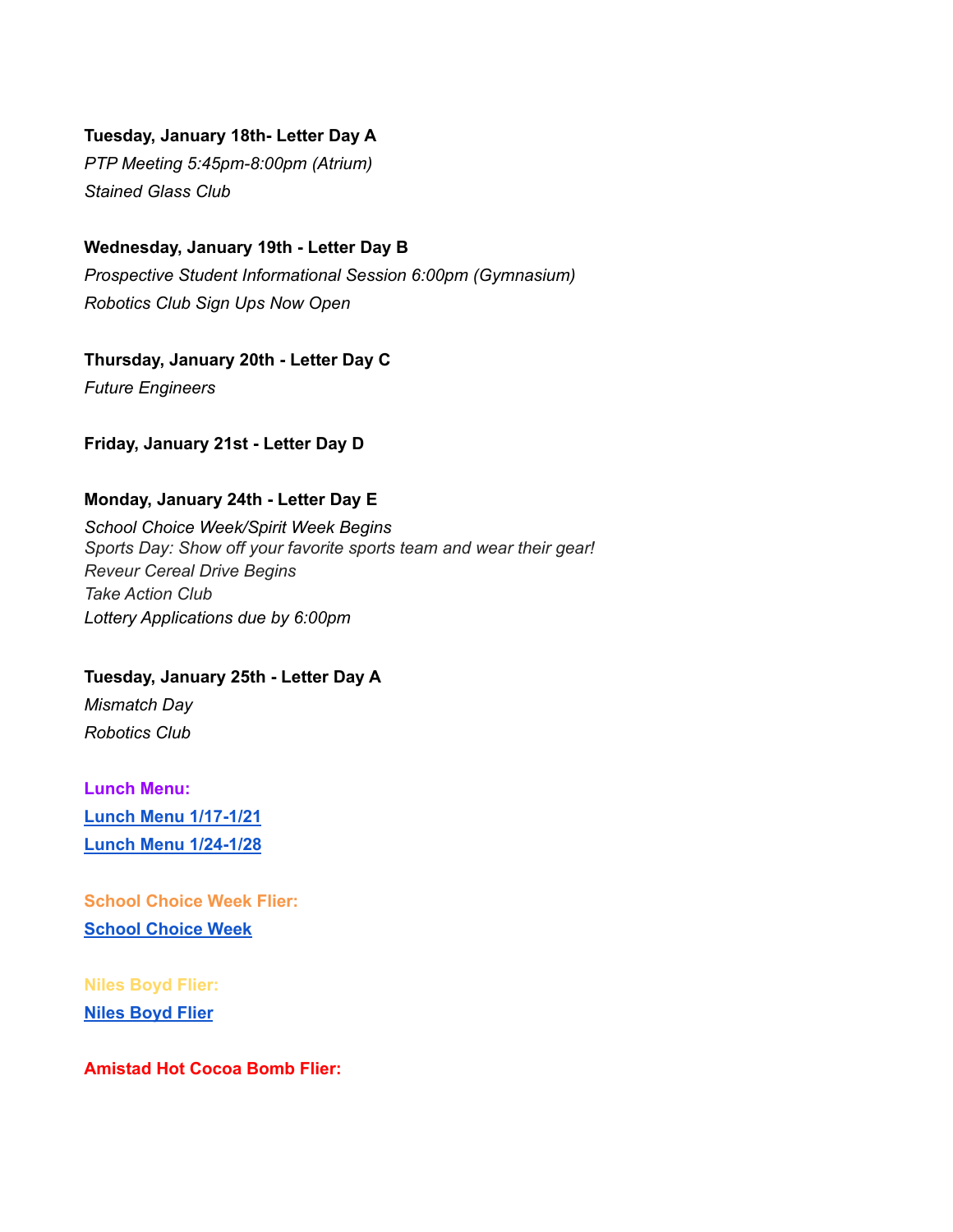**Tuesday, January 18th- Letter Day A**

*PTP Meeting 5:45pm-8:00pm (Atrium)*

*Stained Glass Club*

**Wednesday, January 19th - Letter Day B**

*Prospective Student Informational Session 6:00pm (Gymnasium)*

*Robotics Club Sign Ups Now Open*

**Thursday, January 20th - Letter Day C**

*Future Engineers*

**Friday, January 21st - Letter Day D**

**Monday, January 24th - Letter Day E**

*School Choice Week/Spirit Week Begins*
*Sports Day: Show off your favorite sports team and wear their gear!*
*Reveur Cereal Drive Begins*
*Take Action Club*
*Lottery Applications due by 6:00pm*

**Tuesday, January 25th - Letter Day A**

*Mismatch Day*

*Robotics Club*

**Lunch Menu:**

**Lunch Menu 1/17-1/21**

**Lunch Menu 1/24-1/28**

**School Choice Week Flier:**

**School Choice Week**

**Niles Boyd Flier:**

**Niles Boyd Flier**

**Amistad Hot Cocoa Bomb Flier:**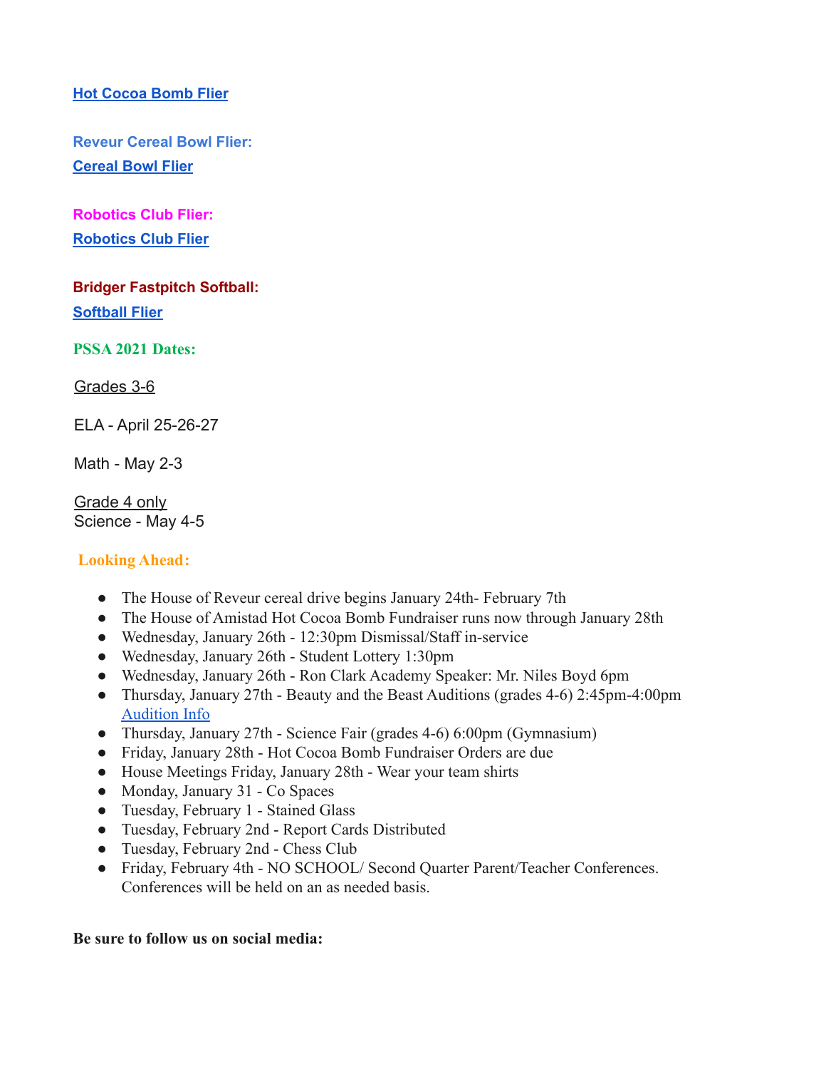**Hot Cocoa Bomb Flier**

**Reveur Cereal Bowl Flier:**

**Cereal Bowl Flier**

**Robotics Club Flier:**

**Robotics Club Flier**

**Bridger Fastpitch Softball:**

**Softball Flier**

**PSSA 2021 Dates:**

Grades 3-6

ELA - April 25-26-27

Math - May 2-3

Grade 4 only
Science - May 4-5

**Looking Ahead:**

- The House of Reveur cereal drive begins January 24th- February 7th
- The House of Amistad Hot Cocoa Bomb Fundraiser runs now through January 28th
- Wednesday, January 26th - 12:30pm Dismissal/Staff in-service
- Wednesday, January 26th - Student Lottery 1:30pm
- Wednesday, January 26th - Ron Clark Academy Speaker: Mr. Niles Boyd 6pm
- Thursday, January 27th - Beauty and the Beast Auditions (grades 4-6) 2:45pm-4:00pm Audition Info
- Thursday, January 27th - Science Fair (grades 4-6) 6:00pm (Gymnasium)
- Friday, January 28th - Hot Cocoa Bomb Fundraiser Orders are due
- House Meetings Friday, January 28th - Wear your team shirts
- Monday, January 31 - Co Spaces
- Tuesday, February 1 - Stained Glass
- Tuesday, February 2nd - Report Cards Distributed
- Tuesday, February 2nd - Chess Club
- Friday, February 4th - NO SCHOOL/ Second Quarter Parent/Teacher Conferences. Conferences will be held on an as needed basis.

**Be sure to follow us on social media:**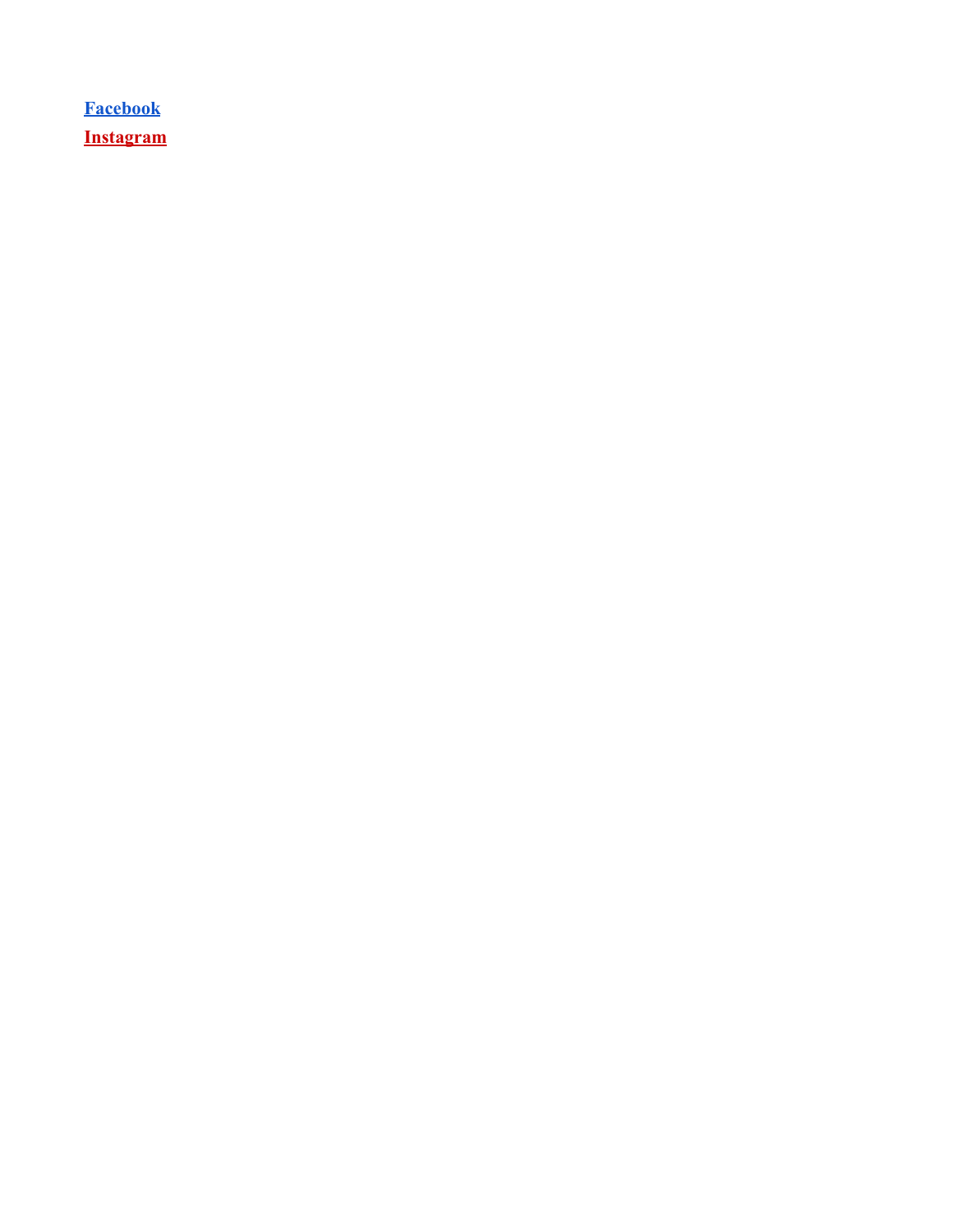**Facebook**

**Instagram**